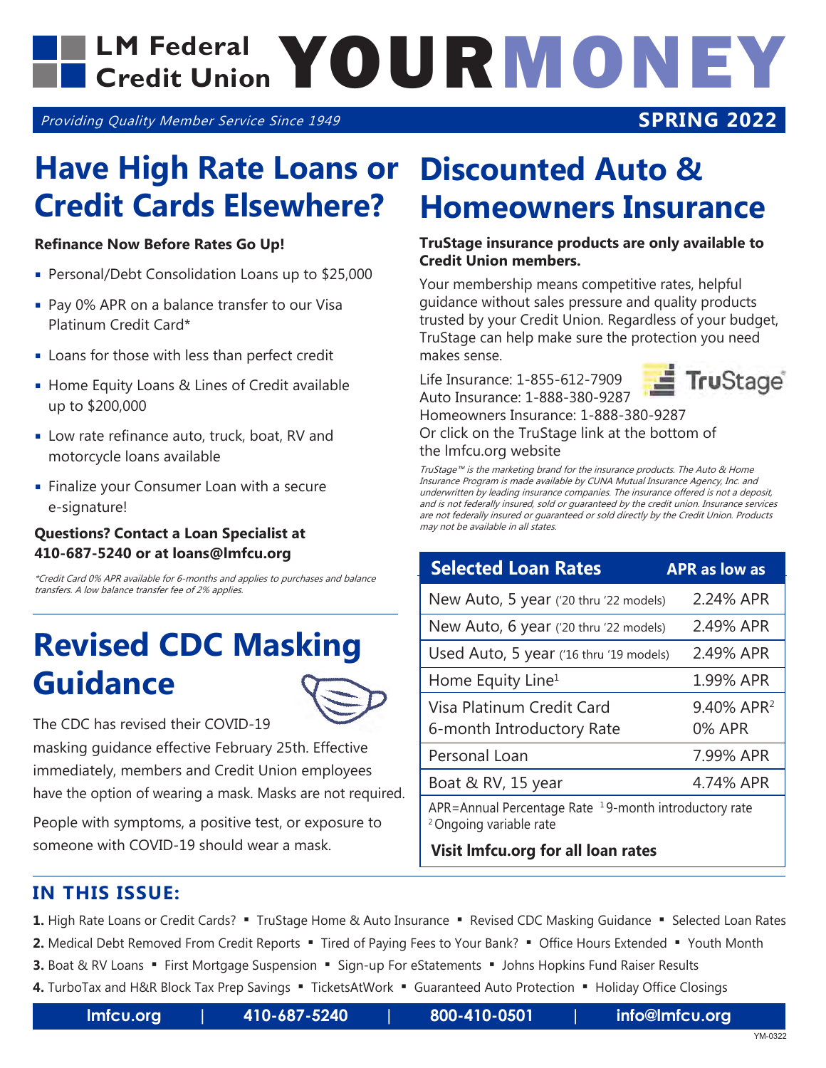# LM Federal Credit Union YOUR MONEY

*Providing Quality Member Service Since 1949* **SPRING 2022**

## Have High Rate Loans or Credit Cards Elsewhere?

**Refinance Now Before Rates Go Up!**

- Personal/Debt Consolidation Loans up to $25,000
- Pay 0% APR on a balance transfer to our Visa Platinum Credit Card*
- Loans for those with less than perfect credit
- Home Equity Loans & Lines of Credit available up to $200,000
- Low rate refinance auto, truck, boat, RV and motorcycle loans available
- Finalize your Consumer Loan with a secure e-signature!

**Questions? Contact a Loan Specialist at 410-687-5240 or at loans@lmfcu.org**

*\*Credit Card 0% APR available for 6-months and applies to purchases and balance transfers. A low balance transfer fee of 2% applies.*

## Revised CDC Masking Guidance

The CDC has revised their COVID-19 masking guidance effective February 25th. Effective immediately, members and Credit Union employees have the option of wearing a mask. Masks are not required.

People with symptoms, a positive test, or exposure to someone with COVID-19 should wear a mask.

## Discounted Auto & Homeowners Insurance

**TruStage insurance products are only available to Credit Union members.**

Your membership means competitive rates, helpful guidance without sales pressure and quality products trusted by your Credit Union. Regardless of your budget, TruStage can help make sure the protection you need makes sense.

Life Insurance: 1-855-612-7909
Auto Insurance: 1-888-380-9287
Homeowners Insurance: 1-888-380-9287
Or click on the TruStage link at the bottom of the lmfcu.org website

*TruStage™ is the marketing brand for the insurance products. The Auto & Home Insurance Program is made available by CUNA Mutual Insurance Agency, Inc. and underwritten by leading insurance companies. The insurance offered is not a deposit, and is not federally insured, sold or guaranteed by the credit union. Insurance services are not federally insured or guaranteed or sold directly by the Credit Union. Products may not be available in all states.*

| Selected Loan Rates | APR as low as |
|---|---|
| New Auto, 5 year ('20 thru '22 models) | 2.24% APR |
| New Auto, 6 year ('20 thru '22 models) | 2.49% APR |
| Used Auto, 5 year ('16 thru '19 models) | 2.49% APR |
| Home Equity Line[1] | 1.99% APR |
| Visa Platinum Credit Card<br>6-month Introductory Rate | 9.40% APR[2]<br>0% APR |
| Personal Loan | 7.99% APR |
| Boat & RV, 15 year | 4.74% APR |

APR=Annual Percentage Rate [1] 9-month introductory rate
[2] Ongoing variable rate

**Visit lmfcu.org for all loan rates**

## IN THIS ISSUE:

**1.** High Rate Loans or Credit Cards? ▪ TruStage Home & Auto Insurance ▪ Revised CDC Masking Guidance ▪ Selected Loan Rates
**2.** Medical Debt Removed From Credit Reports ▪ Tired of Paying Fees to Your Bank? ▪ Office Hours Extended ▪ Youth Month
**3.** Boat & RV Loans ▪ First Mortgage Suspension ▪ Sign-up For eStatements ▪ Johns Hopkins Fund Raiser Results
**4.** TurboTax and H&R Block Tax Prep Savings ▪ TicketsAtWork ▪ Guaranteed Auto Protection ▪ Holiday Office Closings

**lmfcu.org | 410-687-5240 | 800-410-0501 | info@lmfcu.org**

YM-0322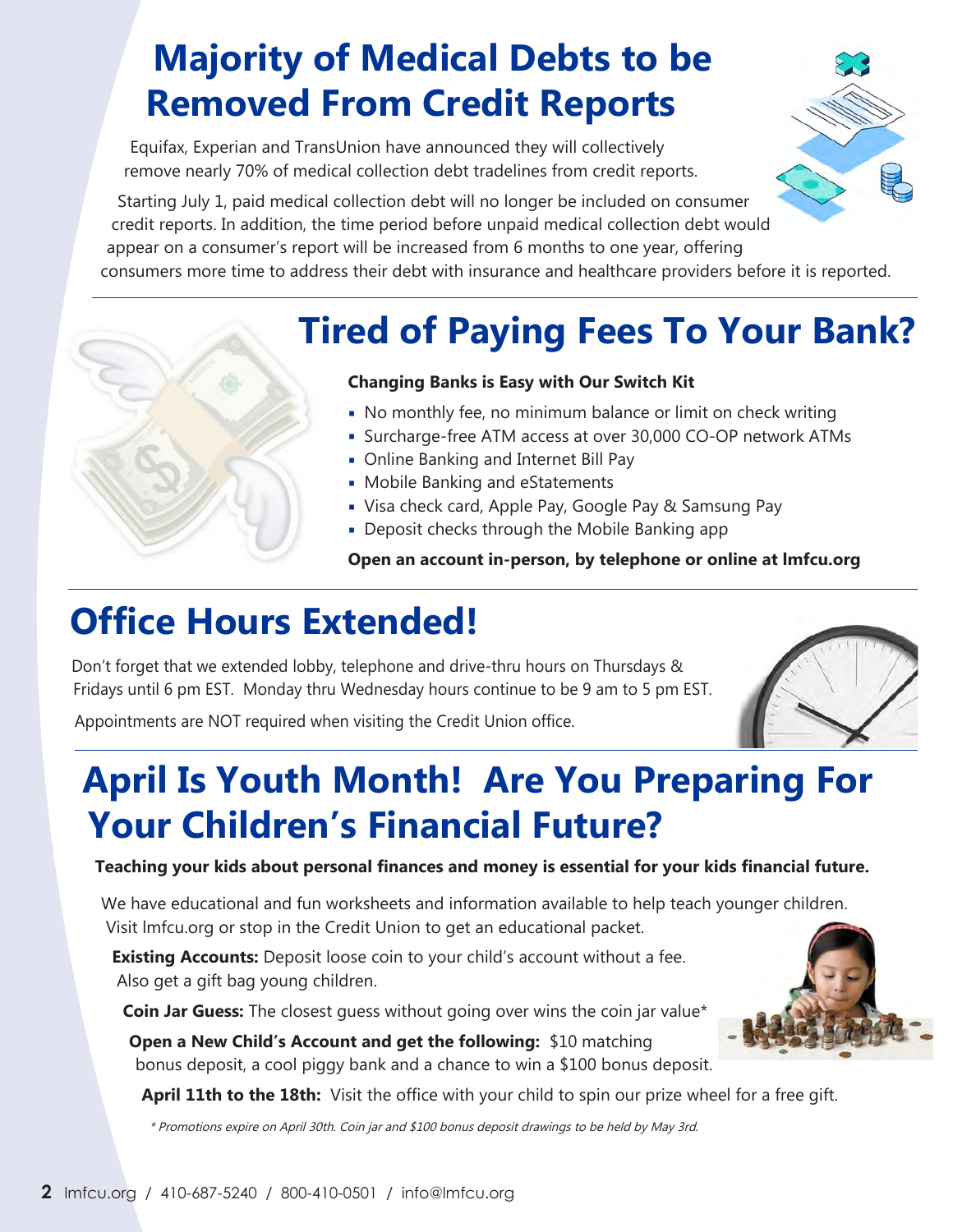# Majority of Medical Debts to be Removed From Credit Reports

Equifax, Experian and TransUnion have announced they will collectively remove nearly 70% of medical collection debt tradelines from credit reports.

Starting July 1, paid medical collection debt will no longer be included on consumer credit reports. In addition, the time period before unpaid medical collection debt would appear on a consumer's report will be increased from 6 months to one year, offering consumers more time to address their debt with insurance and healthcare providers before it is reported.

# Tired of Paying Fees To Your Bank?

**Changing Banks is Easy with Our Switch Kit**

- No monthly fee, no minimum balance or limit on check writing
- Surcharge-free ATM access at over 30,000 CO-OP network ATMs
- Online Banking and Internet Bill Pay
- Mobile Banking and eStatements
- Visa check card, Apple Pay, Google Pay & Samsung Pay
- Deposit checks through the Mobile Banking app

**Open an account in-person, by telephone or online at lmfcu.org**

# Office Hours Extended!

Don't forget that we extended lobby, telephone and drive-thru hours on Thursdays & Fridays until 6 pm EST. Monday thru Wednesday hours continue to be 9 am to 5 pm EST.

Appointments are NOT required when visiting the Credit Union office.

# April Is Youth Month! Are You Preparing For Your Children's Financial Future?

**Teaching your kids about personal finances and money is essential for your kids financial future.**

We have educational and fun worksheets and information available to help teach younger children. Visit lmfcu.org or stop in the Credit Union to get an educational packet.

**Existing Accounts:** Deposit loose coin to your child's account without a fee. Also get a gift bag young children.

**Coin Jar Guess:** The closest guess without going over wins the coin jar value*

**Open a New Child's Account and get the following:** $10 matching bonus deposit, a cool piggy bank and a chance to win a $100 bonus deposit.

**April 11th to the 18th:** Visit the office with your child to spin our prize wheel for a free gift.

*\* Promotions expire on April 30th. Coin jar and $100 bonus deposit drawings to be held by May 3rd.*

lmfcu.org / 410-687-5240 / 800-410-0501 / info@lmfcu.org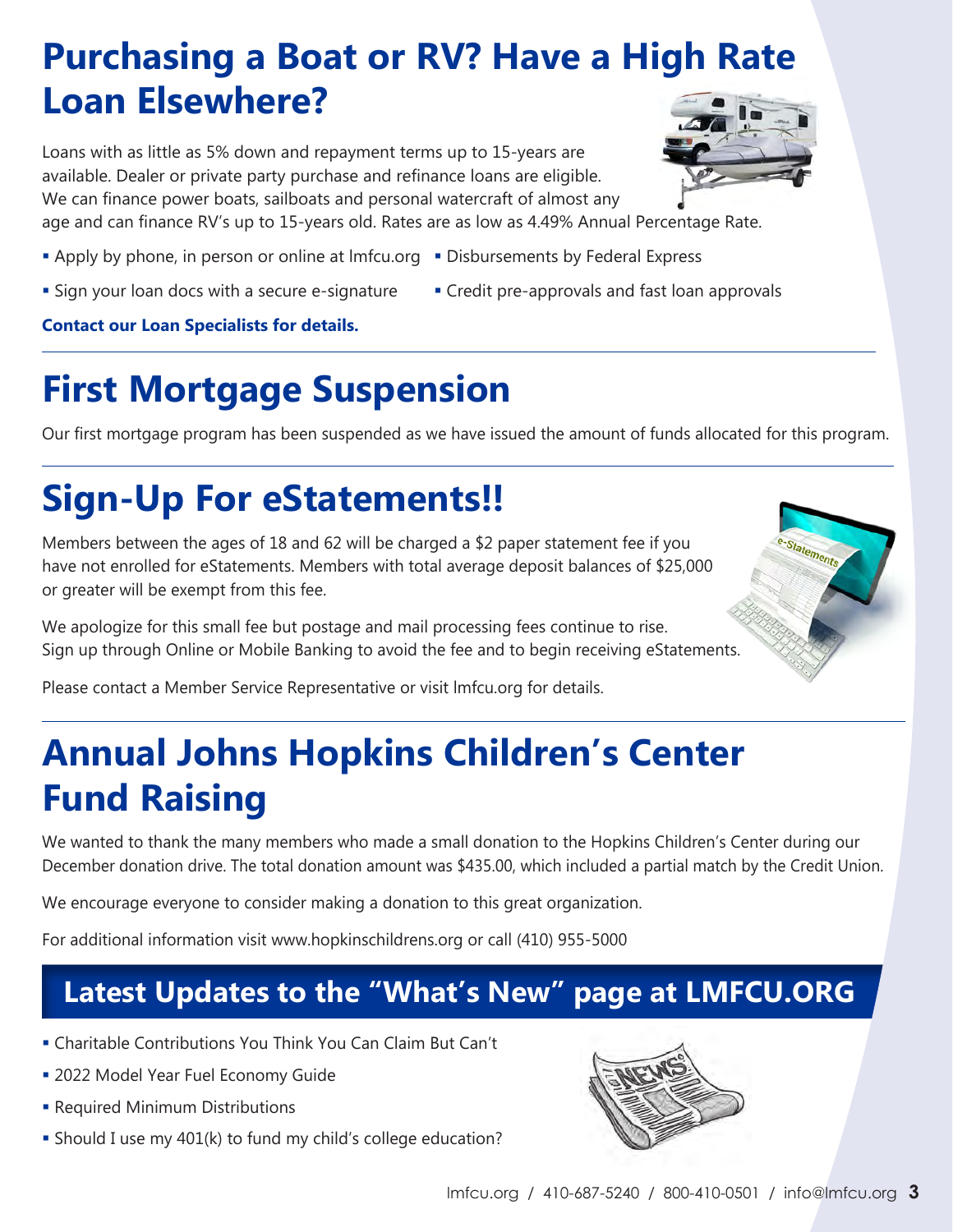# Purchasing a Boat or RV? Have a High Rate Loan Elsewhere?

Loans with as little as 5% down and repayment terms up to 15-years are available. Dealer or private party purchase and refinance loans are eligible. We can finance power boats, sailboats and personal watercraft of almost any age and can finance RV's up to 15-years old. Rates are as low as 4.49% Annual Percentage Rate.

- Apply by phone, in person or online at lmfcu.org
- Disbursements by Federal Express
- Sign your loan docs with a secure e-signature
- Credit pre-approvals and fast loan approvals

**Contact our Loan Specialists for details.**

# First Mortgage Suspension

Our first mortgage program has been suspended as we have issued the amount of funds allocated for this program.

# Sign-Up For eStatements!!

Members between the ages of 18 and 62 will be charged a $2 paper statement fee if you have not enrolled for eStatements. Members with total average deposit balances of $25,000 or greater will be exempt from this fee.

We apologize for this small fee but postage and mail processing fees continue to rise. Sign up through Online or Mobile Banking to avoid the fee and to begin receiving eStatements.

Please contact a Member Service Representative or visit lmfcu.org for details.

# Annual Johns Hopkins Children's Center Fund Raising

We wanted to thank the many members who made a small donation to the Hopkins Children's Center during our December donation drive. The total donation amount was $435.00, which included a partial match by the Credit Union.

We encourage everyone to consider making a donation to this great organization.

For additional information visit www.hopkinschildrens.org or call (410) 955-5000

## Latest Updates to the "What's New" page at LMFCU.ORG

- Charitable Contributions You Think You Can Claim But Can't
- 2022 Model Year Fuel Economy Guide
- Required Minimum Distributions
- Should I use my 401(k) to fund my child's college education?

lmfcu.org / 410-687-5240 / 800-410-0501 / info@lmfcu.org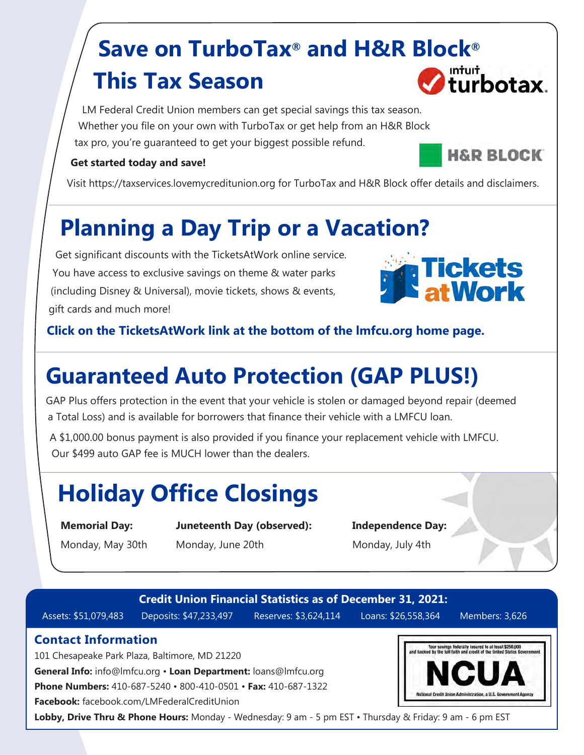## Save on TurboTax® and H&R Block® This Tax Season

LM Federal Credit Union members can get special savings this tax season. Whether you file on your own with TurboTax or get help from an H&R Block tax pro, you're guaranteed to get your biggest possible refund.

**Get started today and save!**

Visit https://taxservices.lovemycreditunion.org for TurboTax and H&R Block offer details and disclaimers.

## Planning a Day Trip or a Vacation?

Get significant discounts with the TicketsAtWork online service. You have access to exclusive savings on theme & water parks (including Disney & Universal), movie tickets, shows & events, gift cards and much more!

**Click on the TicketsAtWork link at the bottom of the lmfcu.org home page.**

## Guaranteed Auto Protection (GAP PLUS!)

GAP Plus offers protection in the event that your vehicle is stolen or damaged beyond repair (deemed a Total Loss) and is available for borrowers that finance their vehicle with a LMFCU loan.

A $1,000.00 bonus payment is also provided if you finance your replacement vehicle with LMFCU. Our $499 auto GAP fee is MUCH lower than the dealers.

## Holiday Office Closings

**Memorial Day:**
Monday, May 30th

**Juneteenth Day (observed):**
Monday, June 20th

**Independence Day:**
Monday, July 4th

**Credit Union Financial Statistics as of December 31, 2021:**

Assets: $51,079,483 Deposits: $47,233,497 Reserves: $3,624,114 Loans: $26,558,364 Members: 3,626

### Contact Information

101 Chesapeake Park Plaza, Baltimore, MD 21220

**General Info:** info@lmfcu.org • **Loan Department:** loans@lmfcu.org

**Phone Numbers:** 410-687-5240 • 800-410-0501 • **Fax:** 410-687-1322

**Facebook:** facebook.com/LMFederalCreditUnion

**Lobby, Drive Thru & Phone Hours:** Monday - Wednesday: 9 am - 5 pm EST • Thursday & Friday: 9 am - 6 pm EST

Your savings federally insured to at least $250,000 and backed by the full faith and credit of the United States Government

NCUA

National Credit Union Administration, a U.S. Government Agency